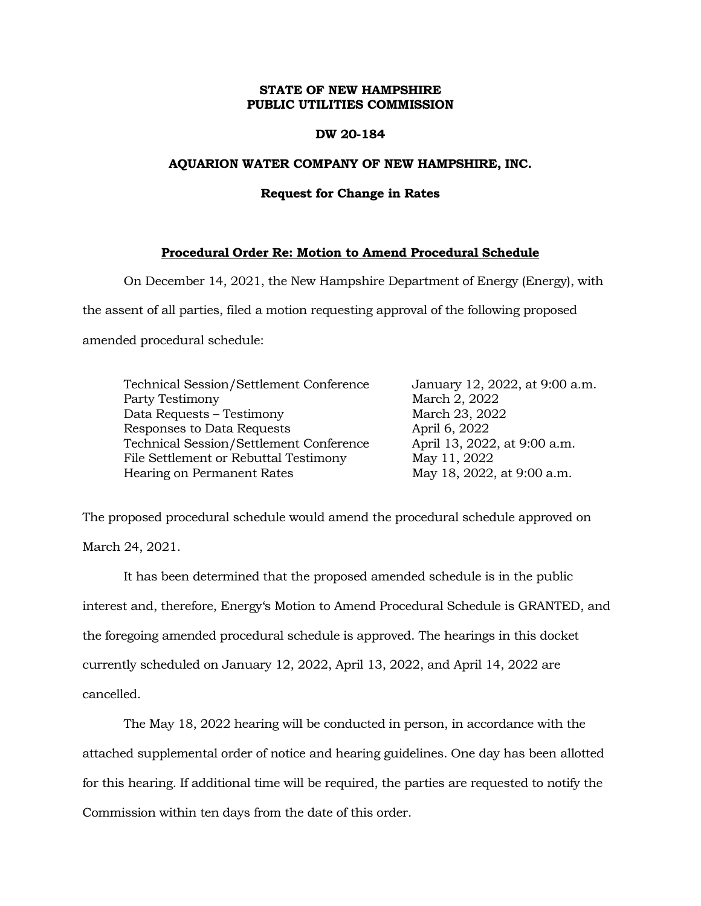**STATE OF NEW HAMPSHIRE**
**PUBLIC UTILITIES COMMISSION**

**DW 20-184**

**AQUARION WATER COMPANY OF NEW HAMPSHIRE, INC.**

**Request for Change in Rates**

**Procedural Order Re: Motion to Amend Procedural Schedule**

On December 14, 2021, the New Hampshire Department of Energy (Energy), with the assent of all parties, filed a motion requesting approval of the following proposed amended procedural schedule:

| | |
|---|---|
| Technical Session/Settlement Conference | January 12, 2022, at 9:00 a.m. |
| Party Testimony | March 2, 2022 |
| Data Requests – Testimony | March 23, 2022 |
| Responses to Data Requests | April 6, 2022 |
| Technical Session/Settlement Conference | April 13, 2022, at 9:00 a.m. |
| File Settlement or Rebuttal Testimony | May 11, 2022 |
| Hearing on Permanent Rates | May 18, 2022, at 9:00 a.m. |

The proposed procedural schedule would amend the procedural schedule approved on March 24, 2021.

It has been determined that the proposed amended schedule is in the public interest and, therefore, Energy's Motion to Amend Procedural Schedule is GRANTED, and the foregoing amended procedural schedule is approved. The hearings in this docket currently scheduled on January 12, 2022, April 13, 2022, and April 14, 2022 are cancelled.

The May 18, 2022 hearing will be conducted in person, in accordance with the attached supplemental order of notice and hearing guidelines. One day has been allotted for this hearing. If additional time will be required, the parties are requested to notify the Commission within ten days from the date of this order.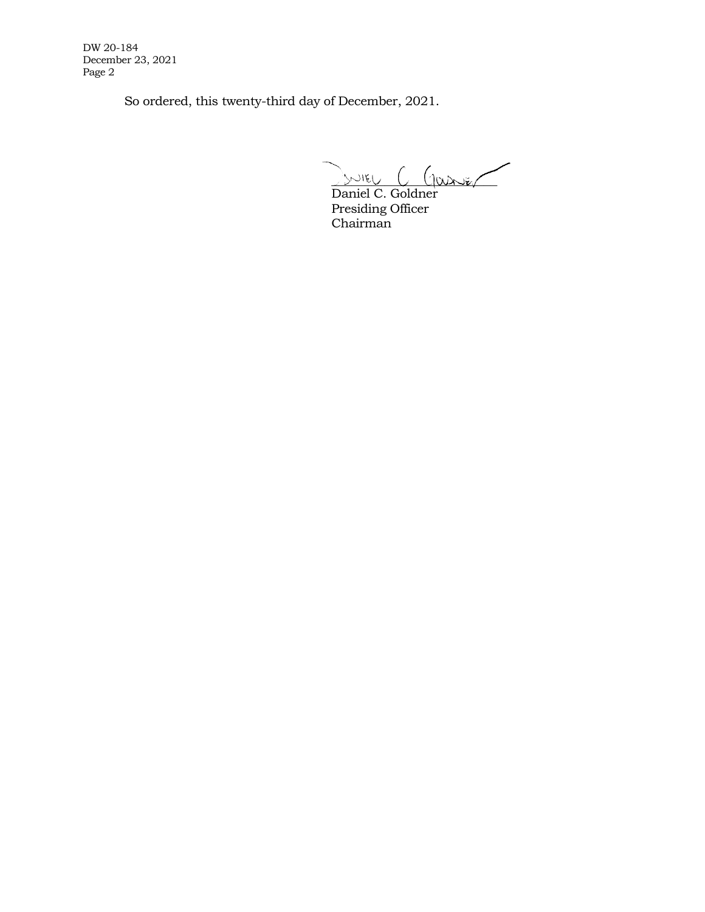So ordered, this twenty-third day of December, 2021.

Daniel C. Goldner
Presiding Officer
Chairman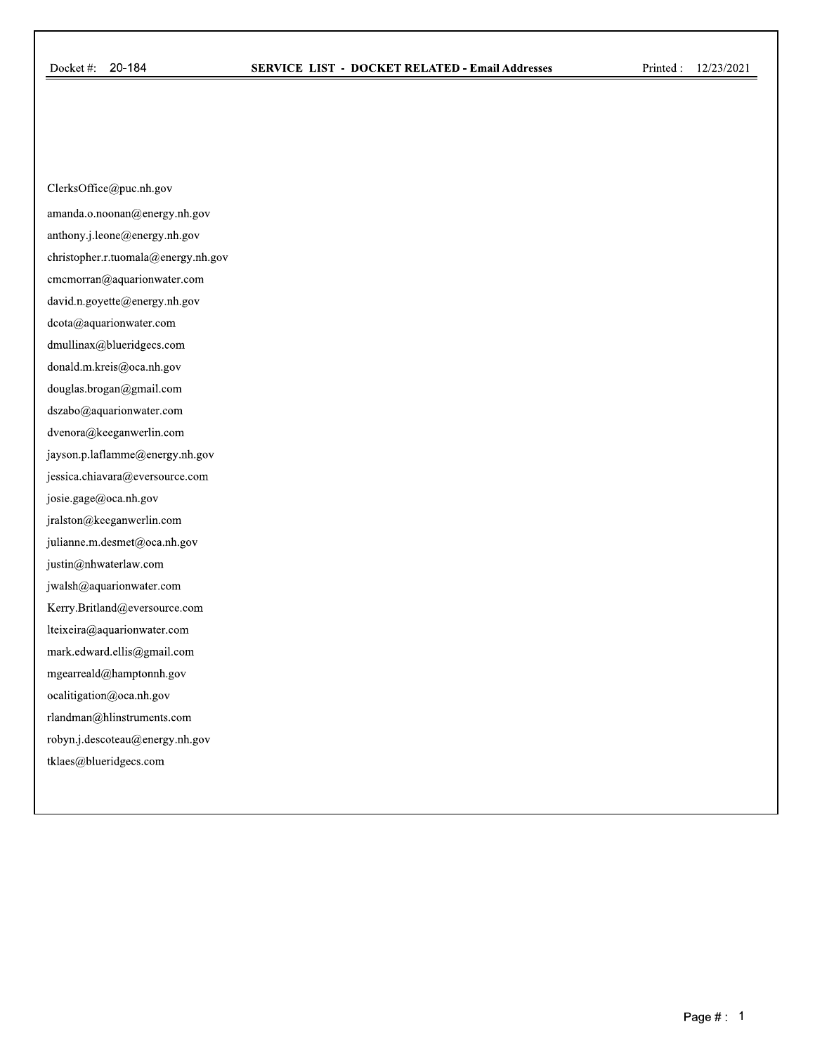Docket #: 20-184 **SERVICE LIST - DOCKET RELATED - Email Addresses** Printed : 12/23/2021

ClerksOffice@puc.nh.gov

amanda.o.noonan@energy.nh.gov

anthony.j.leone@energy.nh.gov

christopher.r.tuomala@energy.nh.gov

cmcmorran@aquarionwater.com

david.n.goyette@energy.nh.gov

dcota@aquarionwater.com

dmullinax@blueridgecs.com

donald.m.kreis@oca.nh.gov

douglas.brogan@gmail.com

dszabo@aquarionwater.com

dvenora@keeganwerlin.com

jayson.p.laflamme@energy.nh.gov

jessica.chiavara@eversource.com

josie.gage@oca.nh.gov

jralston@keeganwerlin.com

julianne.m.desmet@oca.nh.gov

justin@nhwaterlaw.com

jwalsh@aquarionwater.com

Kerry.Britland@eversource.com

lteixeira@aquarionwater.com

mark.edward.ellis@gmail.com

mgearreald@hamptonnh.gov

ocalitigation@oca.nh.gov

rlandman@hlinstruments.com

robyn.j.descoteau@energy.nh.gov

tklaes@blueridgecs.com